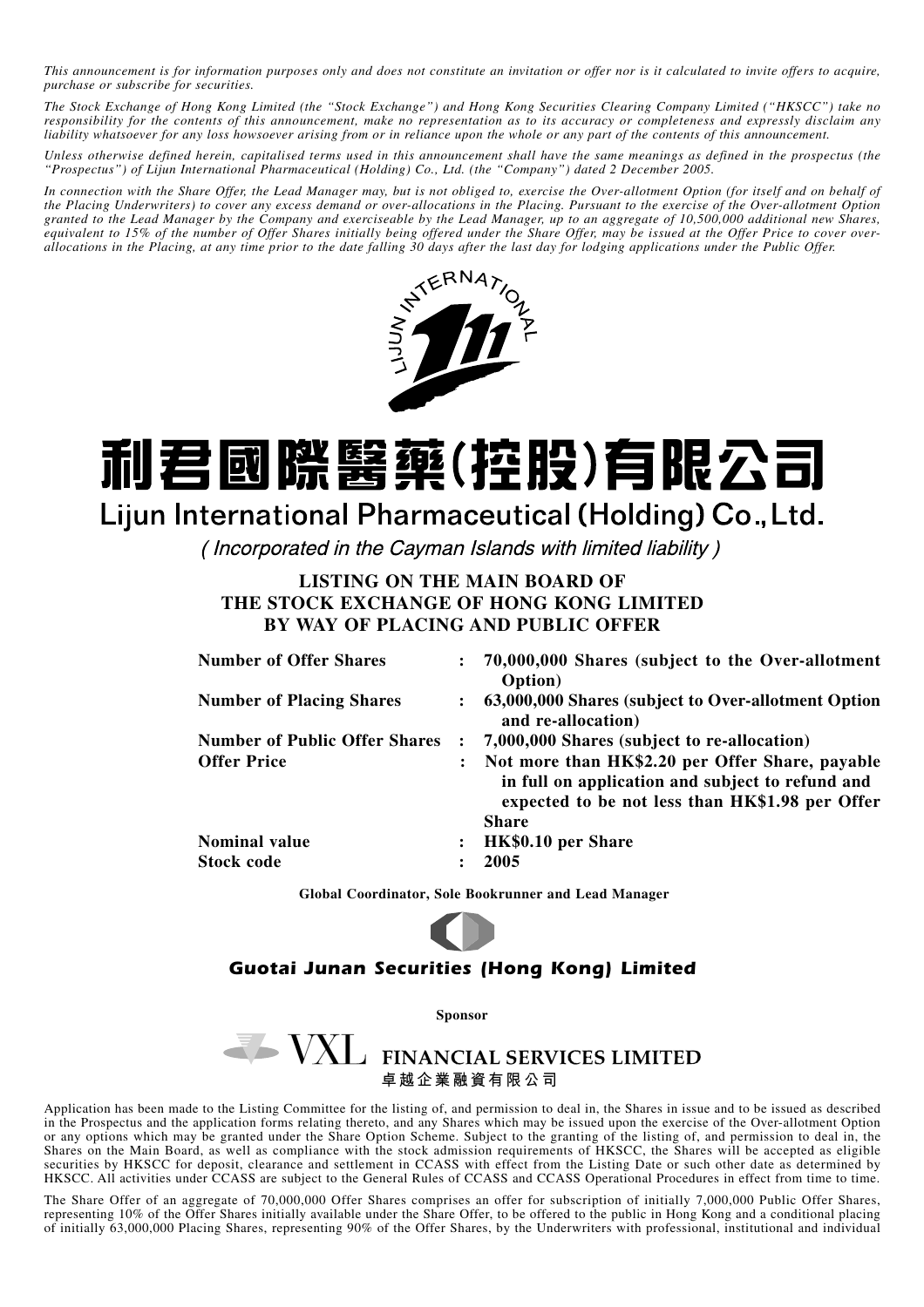*This announcement is for information purposes only and does not constitute an invitation or offer nor is it calculated to invite offers to acquire, purchase or subscribe for securities.*

*The Stock Exchange of Hong Kong Limited (the "Stock Exchange") and Hong Kong Securities Clearing Company Limited ("HKSCC") take no responsibility for the contents of this announcement, make no representation as to its accuracy or completeness and expressly disclaim any liability whatsoever for any loss howsoever arising from or in reliance upon the whole or any part of the contents of this announcement.*

*Unless otherwise defined herein, capitalised terms used in this announcement shall have the same meanings as defined in the prospectus (the "Prospectus") of Lijun International Pharmaceutical (Holding) Co., Ltd. (the "Company") dated 2 December 2005.*

*In connection with the Share Offer, the Lead Manager may, but is not obliged to, exercise the Over-allotment Option (for itself and on behalf of the Placing Underwriters) to cover any excess demand or over-allocations in the Placing. Pursuant to the exercise of the Over-allotment Option granted to the Lead Manager by the Company and exerciseable by the Lead Manager, up to an aggregate of 10,500,000 additional new Shares, equivalent to 15% of the number of Offer Shares initially being offered under the Share Offer, may be issued at the Offer Price to cover over-allocations in the Placing, at any time prior to the date falling 30 days after the last day for lodging applications under the Public Offer.*

# 利君國際醫藥(控股)有限公司

# Lijun International Pharmaceutical (Holding) Co., Ltd.

*( Incorporated in the Cayman Islands with limited liability )*

## LISTING ON THE MAIN BOARD OF THE STOCK EXCHANGE OF HONG KONG LIMITED BY WAY OF PLACING AND PUBLIC OFFER

| | | |
|---|---|---|
| **Number of Offer Shares** | : | **70,000,000 Shares (subject to the Over-allotment Option)** |
| **Number of Placing Shares** | : | **63,000,000 Shares (subject to Over-allotment Option and re-allocation)** |
| **Number of Public Offer Shares** | : | **7,000,000 Shares (subject to re-allocation)** |
| **Offer Price** | : | **Not more than HK$2.20 per Offer Share, payable in full on application and subject to refund and expected to be not less than HK$1.98 per Offer Share** |
| **Nominal value** | : | **HK$0.10 per Share** |
| **Stock code** | : | **2005** |

**Global Coordinator, Sole Bookrunner and Lead Manager**

**Guotai Junan Securities (Hong Kong) Limited**

**Sponsor**

**VXL FINANCIAL SERVICES LIMITED**
**卓越企業融資有限公司**

Application has been made to the Listing Committee for the listing of, and permission to deal in, the Shares in issue and to be issued as described in the Prospectus and the application forms relating thereto, and any Shares which may be issued upon the exercise of the Over-allotment Option or any options which may be granted under the Share Option Scheme. Subject to the granting of the listing of, and permission to deal in, the Shares on the Main Board, as well as compliance with the stock admission requirements of HKSCC, the Shares will be accepted as eligible securities by HKSCC for deposit, clearance and settlement in CCASS with effect from the Listing Date or such other date as determined by HKSCC. All activities under CCASS are subject to the General Rules of CCASS and CCASS Operational Procedures in effect from time to time.

The Share Offer of an aggregate of 70,000,000 Offer Shares comprises an offer for subscription of initially 7,000,000 Public Offer Shares, representing 10% of the Offer Shares initially available under the Share Offer, to be offered to the public in Hong Kong and a conditional placing of initially 63,000,000 Placing Shares, representing 90% of the Offer Shares, by the Underwriters with professional, institutional and individual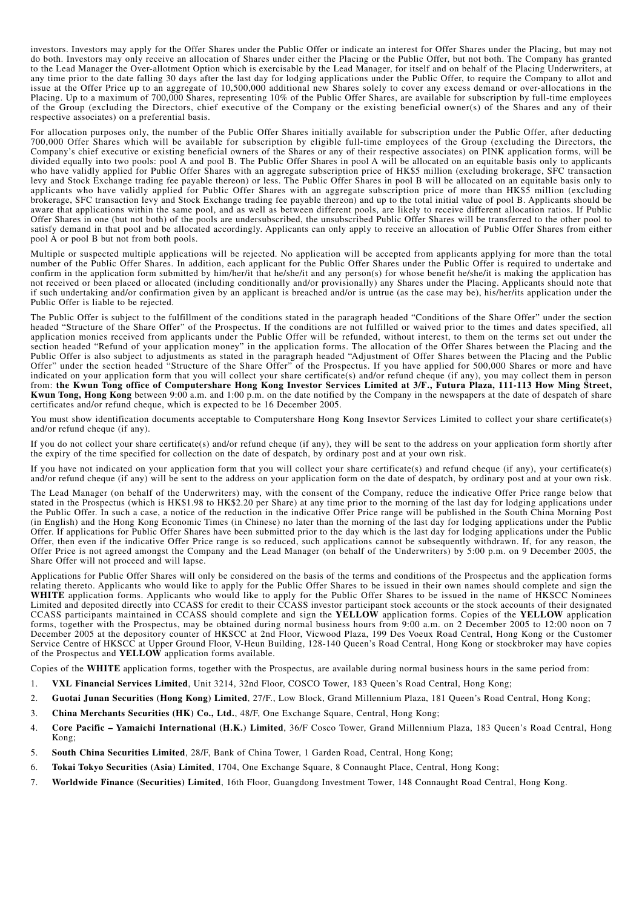investors. Investors may apply for the Offer Shares under the Public Offer or indicate an interest for Offer Shares under the Placing, but may not do both. Investors may only receive an allocation of Shares under either the Placing or the Public Offer, but not both. The Company has granted to the Lead Manager the Over-allotment Option which is exercisable by the Lead Manager, for itself and on behalf of the Placing Underwriters, at any time prior to the date falling 30 days after the last day for lodging applications under the Public Offer, to require the Company to allot and issue at the Offer Price up to an aggregate of 10,500,000 additional new Shares solely to cover any excess demand or over-allocations in the Placing. Up to a maximum of 700,000 Shares, representing 10% of the Public Offer Shares, are available for subscription by full-time employees of the Group (excluding the Directors, chief executive of the Company or the existing beneficial owner(s) of the Shares and any of their respective associates) on a preferential basis.

For allocation purposes only, the number of the Public Offer Shares initially available for subscription under the Public Offer, after deducting 700,000 Offer Shares which will be available for subscription by eligible full-time employees of the Group (excluding the Directors, the Company's chief executive or existing beneficial owners of the Shares or any of their respective associates) on PINK application forms, will be divided equally into two pools: pool A and pool B. The Public Offer Shares in pool A will be allocated on an equitable basis only to applicants who have validly applied for Public Offer Shares with an aggregate subscription price of HK$5 million (excluding brokerage, SFC transaction levy and Stock Exchange trading fee payable thereon) or less. The Public Offer Shares in pool B will be allocated on an equitable basis only to applicants who have validly applied for Public Offer Shares with an aggregate subscription price of more than HK$5 million (excluding brokerage, SFC transaction levy and Stock Exchange trading fee payable thereon) and up to the total initial value of pool B. Applicants should be aware that applications within the same pool, and as well as between different pools, are likely to receive different allocation ratios. If Public Offer Shares in one (but not both) of the pools are undersubscribed, the unsubscribed Public Offer Shares will be transferred to the other pool to satisfy demand in that pool and be allocated accordingly. Applicants can only apply to receive an allocation of Public Offer Shares from either pool A or pool B but not from both pools.

Multiple or suspected multiple applications will be rejected. No application will be accepted from applicants applying for more than the total number of the Public Offer Shares. In addition, each applicant for the Public Offer Shares under the Public Offer is required to undertake and confirm in the application form submitted by him/her/it that he/she/it and any person(s) for whose benefit he/she/it is making the application has not received or been placed or allocated (including conditionally and/or provisionally) any Shares under the Placing. Applicants should note that if such undertaking and/or confirmation given by an applicant is breached and/or is untrue (as the case may be), his/her/its application under the Public Offer is liable to be rejected.

The Public Offer is subject to the fulfillment of the conditions stated in the paragraph headed "Conditions of the Share Offer" under the section headed "Structure of the Share Offer" of the Prospectus. If the conditions are not fulfilled or waived prior to the times and dates specified, all application monies received from applicants under the Public Offer will be refunded, without interest, to them on the terms set out under the section headed "Refund of your application money" in the application forms. The allocation of the Offer Shares between the Placing and the Public Offer is also subject to adjustments as stated in the paragraph headed "Adjustment of Offer Shares between the Placing and the Public Offer" under the section headed "Structure of the Share Offer" of the Prospectus. If you have applied for 500,000 Shares or more and have indicated on your application form that you will collect your share certificate(s) and/or refund cheque (if any), you may collect them in person from: **the Kwun Tong office of Computershare Hong Kong Investor Services Limited at 3/F., Futura Plaza, 111-113 How Ming Street, Kwun Tong, Hong Kong** between 9:00 a.m. and 1:00 p.m. on the date notified by the Company in the newspapers at the date of despatch of share certificates and/or refund cheque, which is expected to be 16 December 2005.

You must show identification documents acceptable to Computershare Hong Kong Insevtor Services Limited to collect your share certificate(s) and/or refund cheque (if any).

If you do not collect your share certificate(s) and/or refund cheque (if any), they will be sent to the address on your application form shortly after the expiry of the time specified for collection on the date of despatch, by ordinary post and at your own risk.

If you have not indicated on your application form that you will collect your share certificate(s) and refund cheque (if any), your certificate(s) and/or refund cheque (if any) will be sent to the address on your application form on the date of despatch, by ordinary post and at your own risk.

The Lead Manager (on behalf of the Underwriters) may, with the consent of the Company, reduce the indicative Offer Price range below that stated in the Prospectus (which is HK$1.98 to HK$2.20 per Share) at any time prior to the morning of the last day for lodging applications under the Public Offer. In such a case, a notice of the reduction in the indicative Offer Price range will be published in the South China Morning Post (in English) and the Hong Kong Economic Times (in Chinese) no later than the morning of the last day for lodging applications under the Public Offer. If applications for Public Offer Shares have been submitted prior to the day which is the last day for lodging applications under the Public Offer, then even if the indicative Offer Price range is so reduced, such applications cannot be subsequently withdrawn. If, for any reason, the Offer Price is not agreed amongst the Company and the Lead Manager (on behalf of the Underwriters) by 5:00 p.m. on 9 December 2005, the Share Offer will not proceed and will lapse.

Applications for Public Offer Shares will only be considered on the basis of the terms and conditions of the Prospectus and the application forms relating thereto. Applicants who would like to apply for the Public Offer Shares to be issued in their own names should complete and sign the **WHITE** application forms. Applicants who would like to apply for the Public Offer Shares to be issued in the name of HKSCC Nominees Limited and deposited directly into CCASS for credit to their CCASS investor participant stock accounts or the stock accounts of their designated CCASS participants maintained in CCASS should complete and sign the **YELLOW** application forms. Copies of the **YELLOW** application forms, together with the Prospectus, may be obtained during normal business hours from 9:00 a.m. on 2 December 2005 to 12:00 noon on 7 December 2005 at the depository counter of HKSCC at 2nd Floor, Vicwood Plaza, 199 Des Voeux Road Central, Hong Kong or the Customer Service Centre of HKSCC at Upper Ground Floor, V-Heun Building, 128-140 Queen's Road Central, Hong Kong or stockbroker may have copies of the Prospectus and **YELLOW** application forms available.

Copies of the **WHITE** application forms, together with the Prospectus, are available during normal business hours in the same period from:

1. **VXL Financial Services Limited**, Unit 3214, 32nd Floor, COSCO Tower, 183 Queen's Road Central, Hong Kong;
2. **Guotai Junan Securities (Hong Kong) Limited**, 27/F., Low Block, Grand Millennium Plaza, 181 Queen's Road Central, Hong Kong;
3. **China Merchants Securities (HK) Co., Ltd.**, 48/F, One Exchange Square, Central, Hong Kong;
4. **Core Pacific – Yamaichi International (H.K.) Limited**, 36/F Cosco Tower, Grand Millennium Plaza, 183 Queen's Road Central, Hong Kong;
5. **South China Securities Limited**, 28/F, Bank of China Tower, 1 Garden Road, Central, Hong Kong;
6. **Tokai Tokyo Securities (Asia) Limited**, 1704, One Exchange Square, 8 Connaught Place, Central, Hong Kong;
7. **Worldwide Finance (Securities) Limited**, 16th Floor, Guangdong Investment Tower, 148 Connaught Road Central, Hong Kong.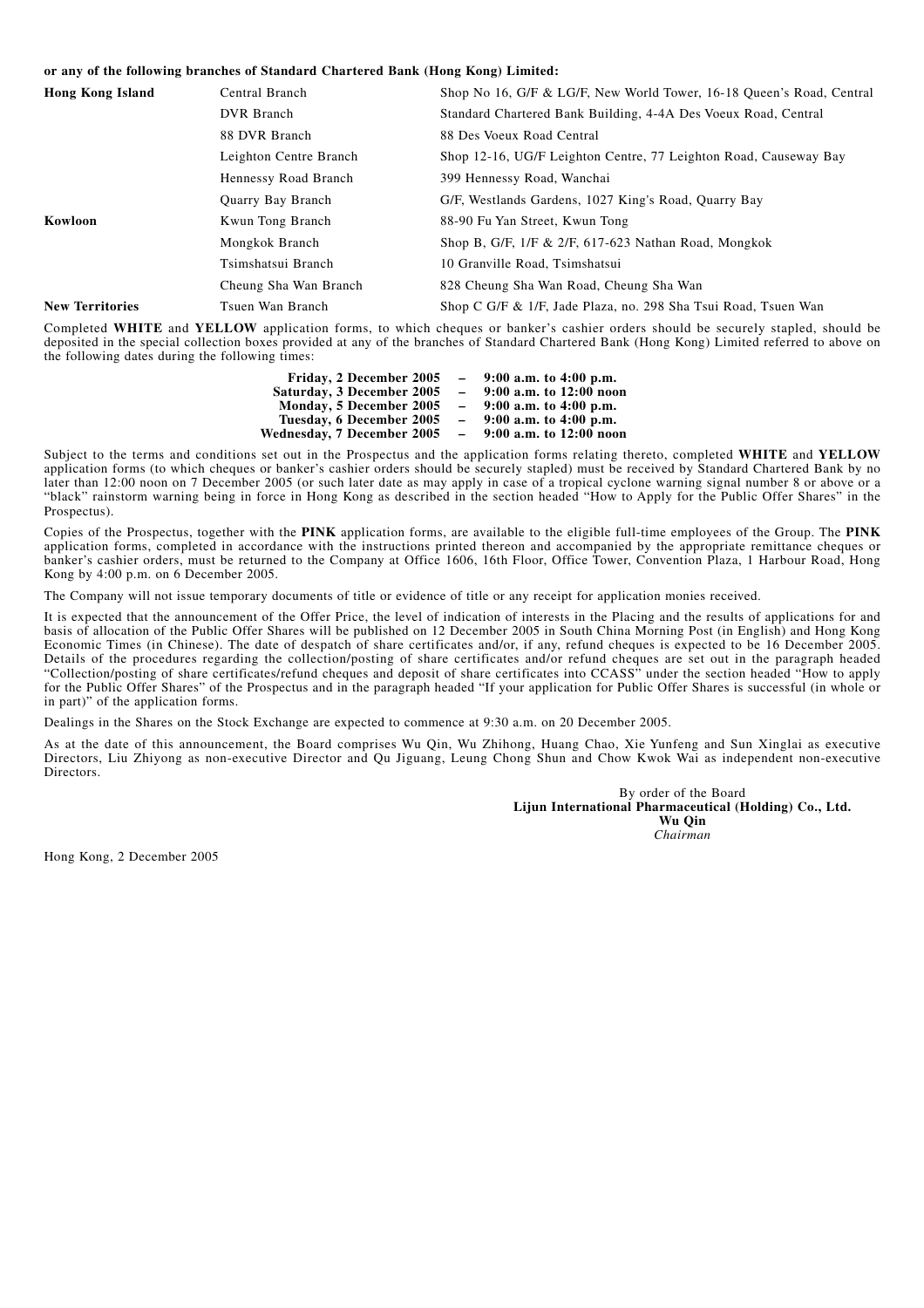**or any of the following branches of Standard Chartered Bank (Hong Kong) Limited:**

| | | |
|---|---|---|
| **Hong Kong Island** | Central Branch | Shop No 16, G/F & LG/F, New World Tower, 16-18 Queen's Road, Central |
| | DVR Branch | Standard Chartered Bank Building, 4-4A Des Voeux Road, Central |
| | 88 DVR Branch | 88 Des Voeux Road Central |
| | Leighton Centre Branch | Shop 12-16, UG/F Leighton Centre, 77 Leighton Road, Causeway Bay |
| | Hennessy Road Branch | 399 Hennessy Road, Wanchai |
| | Quarry Bay Branch | G/F, Westlands Gardens, 1027 King's Road, Quarry Bay |
| **Kowloon** | Kwun Tong Branch | 88-90 Fu Yan Street, Kwun Tong |
| | Mongkok Branch | Shop B, G/F, 1/F & 2/F, 617-623 Nathan Road, Mongkok |
| | Tsimshatsui Branch | 10 Granville Road, Tsimshatsui |
| | Cheung Sha Wan Branch | 828 Cheung Sha Wan Road, Cheung Sha Wan |
| **New Territories** | Tsuen Wan Branch | Shop C G/F & 1/F, Jade Plaza, no. 298 Sha Tsui Road, Tsuen Wan |

Completed **WHITE** and **YELLOW** application forms, to which cheques or banker's cashier orders should be securely stapled, should be deposited in the special collection boxes provided at any of the branches of Standard Chartered Bank (Hong Kong) Limited referred to above on the following dates during the following times:

| | | |
|---|---|---|
| **Friday, 2 December 2005** | **–** | **9:00 a.m. to 4:00 p.m.** |
| **Saturday, 3 December 2005** | **–** | **9:00 a.m. to 12:00 noon** |
| **Monday, 5 December 2005** | **–** | **9:00 a.m. to 4:00 p.m.** |
| **Tuesday, 6 December 2005** | **–** | **9:00 a.m. to 4:00 p.m.** |
| **Wednesday, 7 December 2005** | **–** | **9:00 a.m. to 12:00 noon** |

Subject to the terms and conditions set out in the Prospectus and the application forms relating thereto, completed **WHITE** and **YELLOW** application forms (to which cheques or banker's cashier orders should be securely stapled) must be received by Standard Chartered Bank by no later than 12:00 noon on 7 December 2005 (or such later date as may apply in case of a tropical cyclone warning signal number 8 or above or a "black" rainstorm warning being in force in Hong Kong as described in the section headed "How to Apply for the Public Offer Shares" in the Prospectus).

Copies of the Prospectus, together with the **PINK** application forms, are available to the eligible full-time employees of the Group. The **PINK** application forms, completed in accordance with the instructions printed thereon and accompanied by the appropriate remittance cheques or banker's cashier orders, must be returned to the Company at Office 1606, 16th Floor, Office Tower, Convention Plaza, 1 Harbour Road, Hong Kong by 4:00 p.m. on 6 December 2005.

The Company will not issue temporary documents of title or evidence of title or any receipt for application monies received.

It is expected that the announcement of the Offer Price, the level of indication of interests in the Placing and the results of applications for and basis of allocation of the Public Offer Shares will be published on 12 December 2005 in South China Morning Post (in English) and Hong Kong Economic Times (in Chinese). The date of despatch of share certificates and/or, if any, refund cheques is expected to be 16 December 2005. Details of the procedures regarding the collection/posting of share certificates and/or refund cheques are set out in the paragraph headed "Collection/posting of share certificates/refund cheques and deposit of share certificates into CCASS" under the section headed "How to apply for the Public Offer Shares" of the Prospectus and in the paragraph headed "If your application for Public Offer Shares is successful (in whole or in part)" of the application forms.

Dealings in the Shares on the Stock Exchange are expected to commence at 9:30 a.m. on 20 December 2005.

As at the date of this announcement, the Board comprises Wu Qin, Wu Zhihong, Huang Chao, Xie Yunfeng and Sun Xinglai as executive Directors, Liu Zhiyong as non-executive Director and Qu Jiguang, Leung Chong Shun and Chow Kwok Wai as independent non-executive Directors.

By order of the Board
**Lijun International Pharmaceutical (Holding) Co., Ltd.**
**Wu Qin**
*Chairman*

Hong Kong, 2 December 2005